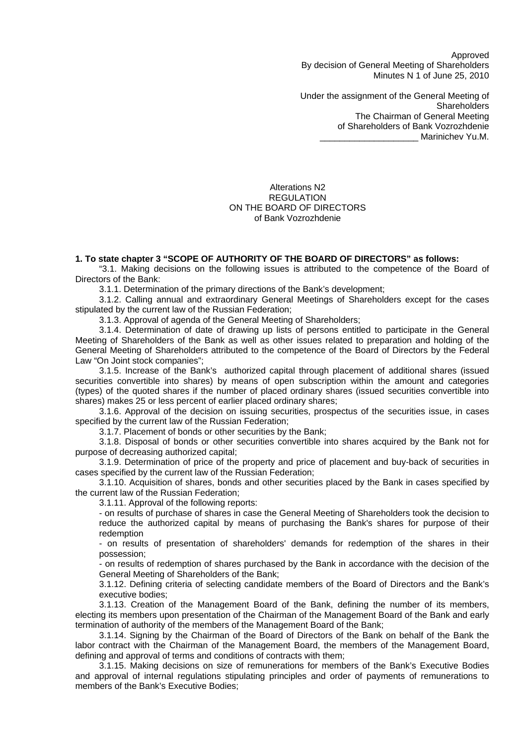Approved
By decision of General Meeting of Shareholders
Minutes N 1 of June 25, 2010

Under the assignment of the General Meeting of Shareholders
The Chairman of General Meeting
of Shareholders of Bank Vozrozhdenie
____________________ Marinichev Yu.M.

Alterations N2
REGULATION
ON THE BOARD OF DIRECTORS
of Bank Vozrozhdenie

**1. To state chapter 3 "SCOPE OF AUTHORITY OF THE BOARD OF DIRECTORS" as follows:**

"3.1. Making decisions on the following issues is attributed to the competence of the Board of Directors of the Bank:

3.1.1. Determination of the primary directions of the Bank's development;

3.1.2. Calling annual and extraordinary General Meetings of Shareholders except for the cases stipulated by the current law of the Russian Federation;

3.1.3. Approval of agenda of the General Meeting of Shareholders;

3.1.4. Determination of date of drawing up lists of persons entitled to participate in the General Meeting of Shareholders of the Bank as well as other issues related to preparation and holding of the General Meeting of Shareholders attributed to the competence of the Board of Directors by the Federal Law "On Joint stock companies";

3.1.5. Increase of the Bank's authorized capital through placement of additional shares (issued securities convertible into shares) by means of open subscription within the amount and categories (types) of the quoted shares if the number of placed ordinary shares (issued securities convertible into shares) makes 25 or less percent of earlier placed ordinary shares;

3.1.6. Approval of the decision on issuing securities, prospectus of the securities issue, in cases specified by the current law of the Russian Federation;

3.1.7. Placement of bonds or other securities by the Bank;

3.1.8. Disposal of bonds or other securities convertible into shares acquired by the Bank not for purpose of decreasing authorized capital;

3.1.9. Determination of price of the property and price of placement and buy-back of securities in cases specified by the current law of the Russian Federation;

3.1.10. Acquisition of shares, bonds and other securities placed by the Bank in cases specified by the current law of the Russian Federation;

3.1.11. Approval of the following reports:

- on results of purchase of shares in case the General Meeting of Shareholders took the decision to reduce the authorized capital by means of purchasing the Bank's shares for purpose of their redemption
- on results of presentation of shareholders' demands for redemption of the shares in their possession;
- on results of redemption of shares purchased by the Bank in accordance with the decision of the General Meeting of Shareholders of the Bank;

3.1.12. Defining criteria of selecting candidate members of the Board of Directors and the Bank's executive bodies;

3.1.13. Creation of the Management Board of the Bank, defining the number of its members, electing its members upon presentation of the Chairman of the Management Board of the Bank and early termination of authority of the members of the Management Board of the Bank;

3.1.14. Signing by the Chairman of the Board of Directors of the Bank on behalf of the Bank the labor contract with the Chairman of the Management Board, the members of the Management Board, defining and approval of terms and conditions of contracts with them;

3.1.15. Making decisions on size of remunerations for members of the Bank's Executive Bodies and approval of internal regulations stipulating principles and order of payments of remunerations to members of the Bank's Executive Bodies;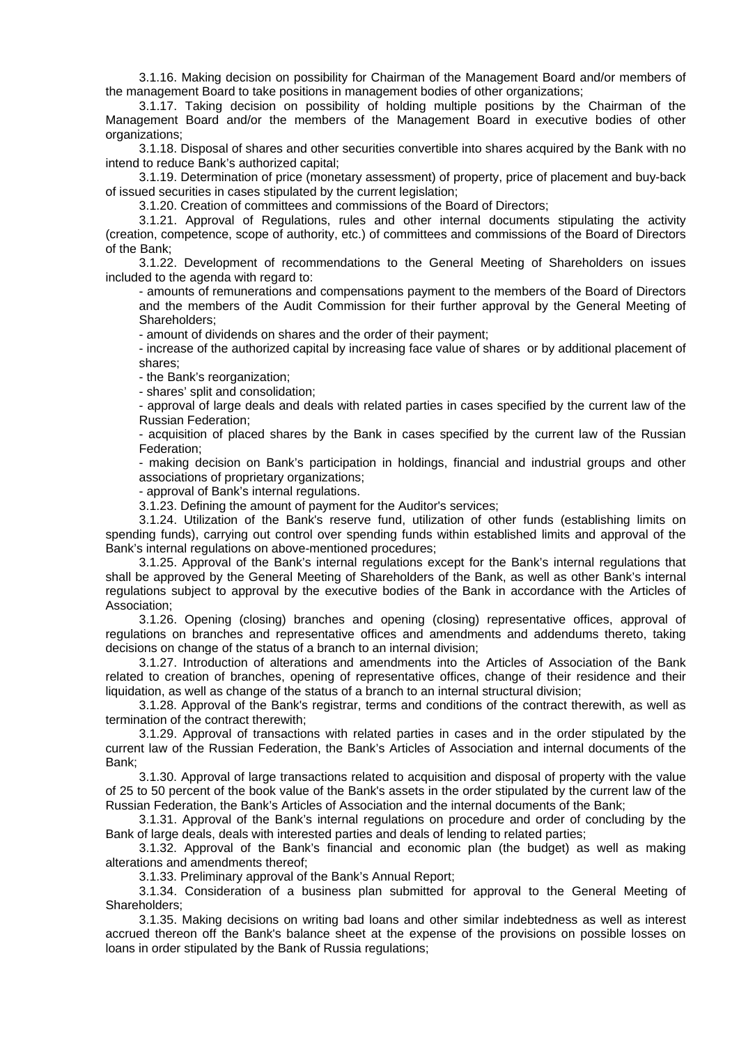3.1.16. Making decision on possibility for Chairman of the Management Board and/or members of the management Board to take positions in management bodies of other organizations;

3.1.17. Taking decision on possibility of holding multiple positions by the Chairman of the Management Board and/or the members of the Management Board in executive bodies of other organizations;

3.1.18. Disposal of shares and other securities convertible into shares acquired by the Bank with no intend to reduce Bank's authorized capital;

3.1.19. Determination of price (monetary assessment) of property, price of placement and buy-back of issued securities in cases stipulated by the current legislation;

3.1.20. Creation of committees and commissions of the Board of Directors;

3.1.21. Approval of Regulations, rules and other internal documents stipulating the activity (creation, competence, scope of authority, etc.) of committees and commissions of the Board of Directors of the Bank;

3.1.22. Development of recommendations to the General Meeting of Shareholders on issues included to the agenda with regard to:

- amounts of remunerations and compensations payment to the members of the Board of Directors and the members of the Audit Commission for their further approval by the General Meeting of Shareholders;
- amount of dividends on shares and the order of their payment;
- increase of the authorized capital by increasing face value of shares or by additional placement of shares;
- the Bank's reorganization;
- shares' split and consolidation;
- approval of large deals and deals with related parties in cases specified by the current law of the Russian Federation;
- acquisition of placed shares by the Bank in cases specified by the current law of the Russian Federation;
- making decision on Bank's participation in holdings, financial and industrial groups and other associations of proprietary organizations;
- approval of Bank's internal regulations.

3.1.23. Defining the amount of payment for the Auditor's services;

3.1.24. Utilization of the Bank's reserve fund, utilization of other funds (establishing limits on spending funds), carrying out control over spending funds within established limits and approval of the Bank's internal regulations on above-mentioned procedures;

3.1.25. Approval of the Bank's internal regulations except for the Bank's internal regulations that shall be approved by the General Meeting of Shareholders of the Bank, as well as other Bank's internal regulations subject to approval by the executive bodies of the Bank in accordance with the Articles of Association;

3.1.26. Opening (closing) branches and opening (closing) representative offices, approval of regulations on branches and representative offices and amendments and addendums thereto, taking decisions on change of the status of a branch to an internal division;

3.1.27. Introduction of alterations and amendments into the Articles of Association of the Bank related to creation of branches, opening of representative offices, change of their residence and their liquidation, as well as change of the status of a branch to an internal structural division;

3.1.28. Approval of the Bank's registrar, terms and conditions of the contract therewith, as well as termination of the contract therewith;

3.1.29. Approval of transactions with related parties in cases and in the order stipulated by the current law of the Russian Federation, the Bank's Articles of Association and internal documents of the Bank;

3.1.30. Approval of large transactions related to acquisition and disposal of property with the value of 25 to 50 percent of the book value of the Bank's assets in the order stipulated by the current law of the Russian Federation, the Bank's Articles of Association and the internal documents of the Bank;

3.1.31. Approval of the Bank's internal regulations on procedure and order of concluding by the Bank of large deals, deals with interested parties and deals of lending to related parties;

3.1.32. Approval of the Bank's financial and economic plan (the budget) as well as making alterations and amendments thereof;

3.1.33. Preliminary approval of the Bank's Annual Report;

3.1.34. Consideration of a business plan submitted for approval to the General Meeting of Shareholders;

3.1.35. Making decisions on writing bad loans and other similar indebtedness as well as interest accrued thereon off the Bank's balance sheet at the expense of the provisions on possible losses on loans in order stipulated by the Bank of Russia regulations;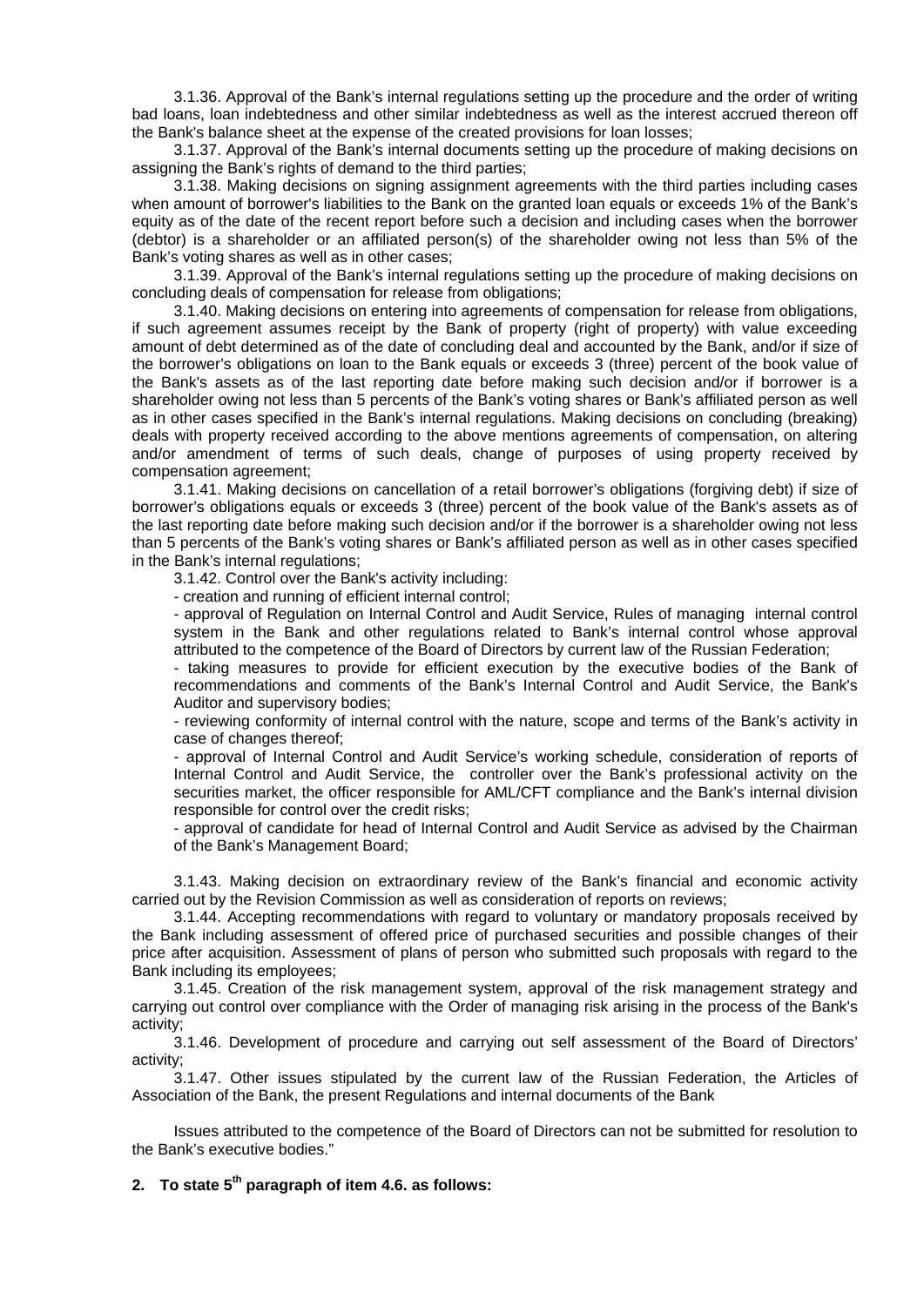3.1.36. Approval of the Bank's internal regulations setting up the procedure and the order of writing bad loans, loan indebtedness and other similar indebtedness as well as the interest accrued thereon off the Bank's balance sheet at the expense of the created provisions for loan losses;

3.1.37. Approval of the Bank's internal documents setting up the procedure of making decisions on assigning the Bank's rights of demand to the third parties;

3.1.38. Making decisions on signing assignment agreements with the third parties including cases when amount of borrower's liabilities to the Bank on the granted loan equals or exceeds 1% of the Bank's equity as of the date of the recent report before such a decision and including cases when the borrower (debtor) is a shareholder or an affiliated person(s) of the shareholder owing not less than 5% of the Bank's voting shares as well as in other cases;

3.1.39. Approval of the Bank's internal regulations setting up the procedure of making decisions on concluding deals of compensation for release from obligations;

3.1.40. Making decisions on entering into agreements of compensation for release from obligations, if such agreement assumes receipt by the Bank of property (right of property) with value exceeding amount of debt determined as of the date of concluding deal and accounted by the Bank, and/or if size of the borrower's obligations on loan to the Bank equals or exceeds 3 (three) percent of the book value of the Bank's assets as of the last reporting date before making such decision and/or if borrower is a shareholder owing not less than 5 percents of the Bank's voting shares or Bank's affiliated person as well as in other cases specified in the Bank's internal regulations. Making decisions on concluding (breaking) deals with property received according to the above mentions agreements of compensation, on altering and/or amendment of terms of such deals, change of purposes of using property received by compensation agreement;

3.1.41. Making decisions on cancellation of a retail borrower's obligations (forgiving debt) if size of borrower's obligations equals or exceeds 3 (three) percent of the book value of the Bank's assets as of the last reporting date before making such decision and/or if the borrower is a shareholder owing not less than 5 percents of the Bank's voting shares or Bank's affiliated person as well as in other cases specified in the Bank's internal regulations;

3.1.42. Control over the Bank's activity including:

- creation and running of efficient internal control;
- approval of Regulation on Internal Control and Audit Service, Rules of managing internal control system in the Bank and other regulations related to Bank's internal control whose approval attributed to the competence of the Board of Directors by current law of the Russian Federation;
- taking measures to provide for efficient execution by the executive bodies of the Bank of recommendations and comments of the Bank's Internal Control and Audit Service, the Bank's Auditor and supervisory bodies;
- reviewing conformity of internal control with the nature, scope and terms of the Bank's activity in case of changes thereof;
- approval of Internal Control and Audit Service's working schedule, consideration of reports of Internal Control and Audit Service, the controller over the Bank's professional activity on the securities market, the officer responsible for AML/CFT compliance and the Bank's internal division responsible for control over the credit risks;
- approval of candidate for head of Internal Control and Audit Service as advised by the Chairman of the Bank's Management Board;

3.1.43. Making decision on extraordinary review of the Bank's financial and economic activity carried out by the Revision Commission as well as consideration of reports on reviews;

3.1.44. Accepting recommendations with regard to voluntary or mandatory proposals received by the Bank including assessment of offered price of purchased securities and possible changes of their price after acquisition. Assessment of plans of person who submitted such proposals with regard to the Bank including its employees;

3.1.45. Creation of the risk management system, approval of the risk management strategy and carrying out control over compliance with the Order of managing risk arising in the process of the Bank's activity;

3.1.46. Development of procedure and carrying out self assessment of the Board of Directors' activity;

3.1.47. Other issues stipulated by the current law of the Russian Federation, the Articles of Association of the Bank, the present Regulations and internal documents of the Bank

Issues attributed to the competence of the Board of Directors can not be submitted for resolution to the Bank's executive bodies."

**2. To state 5th paragraph of item 4.6. as follows:**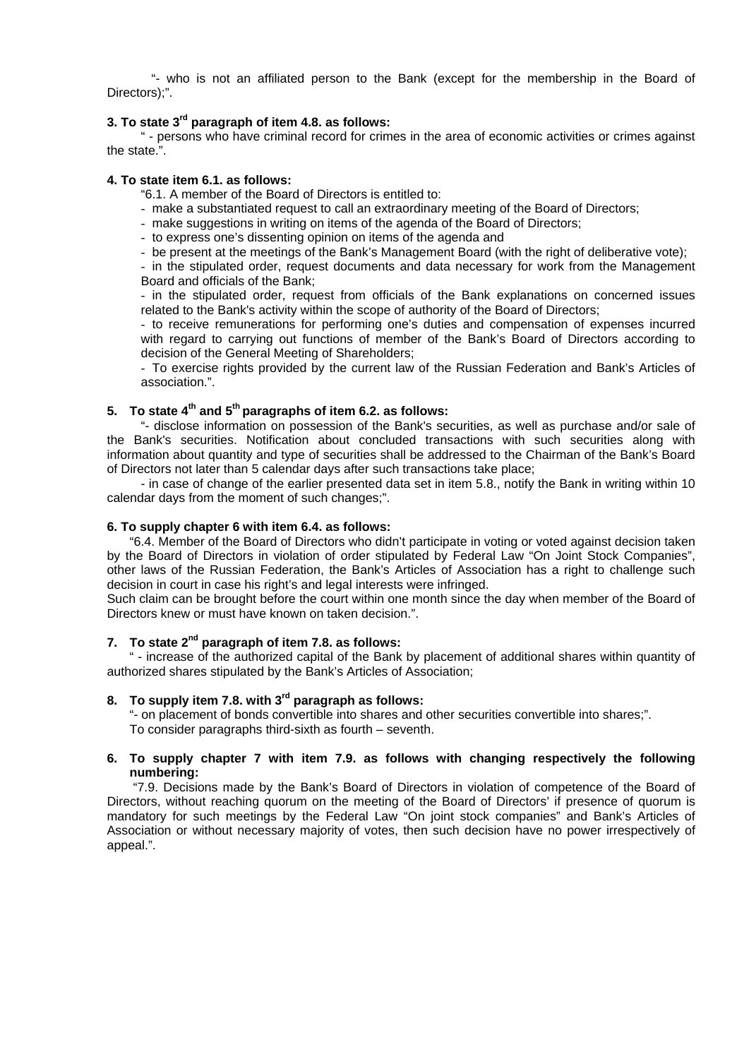"- who is not an affiliated person to the Bank (except for the membership in the Board of Directors);".

**3. To state 3rd paragraph of item 4.8. as follows:**

" - persons who have criminal record for crimes in the area of economic activities or crimes against the state.".

**4. To state item 6.1. as follows:**

"6.1. A member of the Board of Directors is entitled to:

- make a substantiated request to call an extraordinary meeting of the Board of Directors;
- make suggestions in writing on items of the agenda of the Board of Directors;
- to express one's dissenting opinion on items of the agenda and
- be present at the meetings of the Bank's Management Board (with the right of deliberative vote);
- in the stipulated order, request documents and data necessary for work from the Management Board and officials of the Bank;
- in the stipulated order, request from officials of the Bank explanations on concerned issues related to the Bank's activity within the scope of authority of the Board of Directors;
- to receive remunerations for performing one's duties and compensation of expenses incurred with regard to carrying out functions of member of the Bank's Board of Directors according to decision of the General Meeting of Shareholders;
- To exercise rights provided by the current law of the Russian Federation and Bank's Articles of association.".

**5. To state 4th and 5th paragraphs of item 6.2. as follows:**

"- disclose information on possession of the Bank's securities, as well as purchase and/or sale of the Bank's securities. Notification about concluded transactions with such securities along with information about quantity and type of securities shall be addressed to the Chairman of the Bank's Board of Directors not later than 5 calendar days after such transactions take place;

- in case of change of the earlier presented data set in item 5.8., notify the Bank in writing within 10 calendar days from the moment of such changes;".

**6. To supply chapter 6 with item 6.4. as follows:**

"6.4. Member of the Board of Directors who didn't participate in voting or voted against decision taken by the Board of Directors in violation of order stipulated by Federal Law "On Joint Stock Companies", other laws of the Russian Federation, the Bank's Articles of Association has a right to challenge such decision in court in case his right's and legal interests were infringed.

Such claim can be brought before the court within one month since the day when member of the Board of Directors knew or must have known on taken decision.".

**7. To state 2nd paragraph of item 7.8. as follows:**

" - increase of the authorized capital of the Bank by placement of additional shares within quantity of authorized shares stipulated by the Bank's Articles of Association;

**8. To supply item 7.8. with 3rd paragraph as follows:**

"- on placement of bonds convertible into shares and other securities convertible into shares;".

To consider paragraphs third-sixth as fourth – seventh.

**6. To supply chapter 7 with item 7.9. as follows with changing respectively the following numbering:**

"7.9. Decisions made by the Bank's Board of Directors in violation of competence of the Board of Directors, without reaching quorum on the meeting of the Board of Directors' if presence of quorum is mandatory for such meetings by the Federal Law "On joint stock companies" and Bank's Articles of Association or without necessary majority of votes, then such decision have no power irrespectively of appeal.".